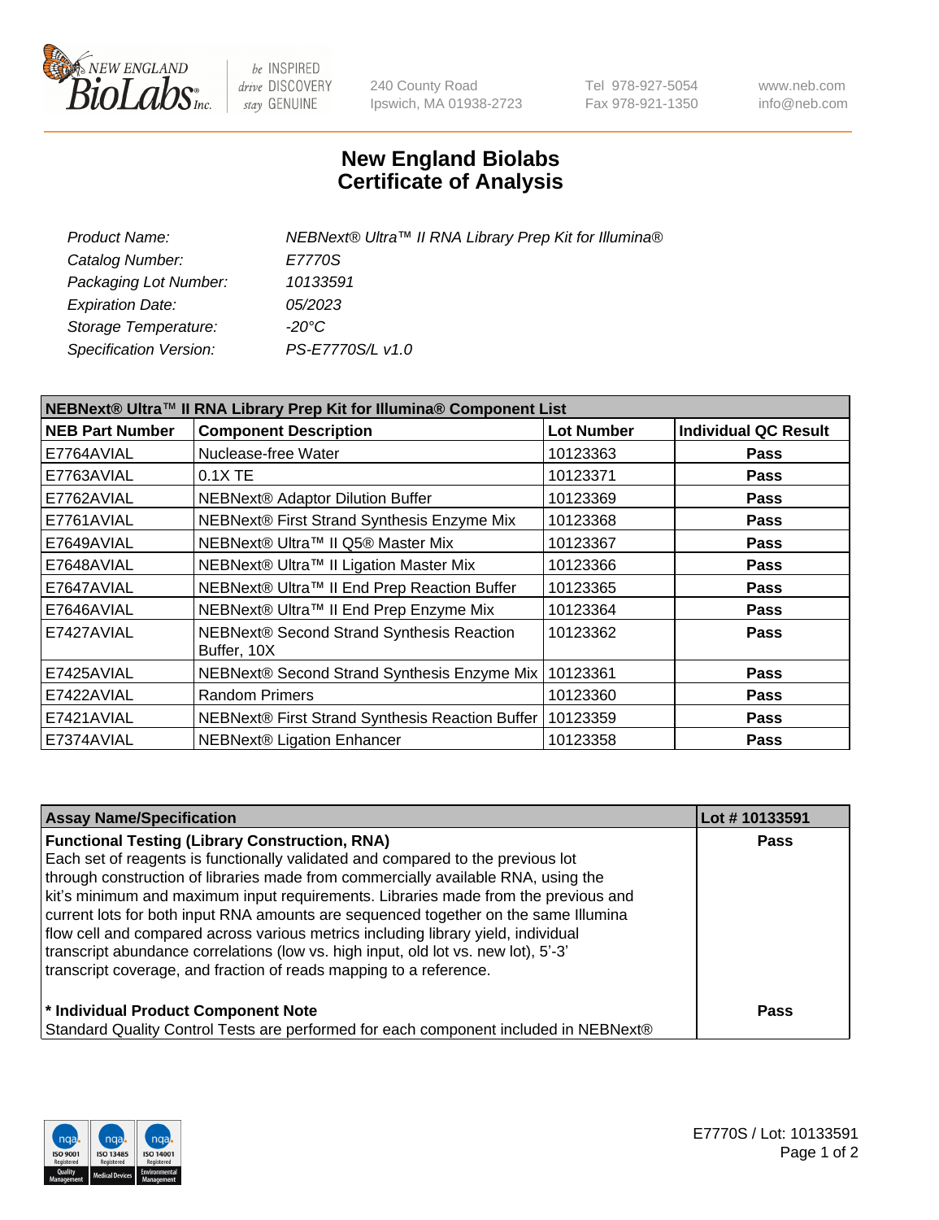# New England Biolabs Certificate of Analysis

| | |
|---|---|
| *Product Name:* | *NEBNext® Ultra™ II RNA Library Prep Kit for Illumina®* |
| *Catalog Number:* | *E7770S* |
| *Packaging Lot Number:* | *10133591* |
| *Expiration Date:* | *05/2023* |
| *Storage Temperature:* | *-20°C* |
| *Specification Version:* | *PS-E7770S/L v1.0* |

| **NEBNext® Ultra™ II RNA Library Prep Kit for Illumina® Component List** | | | |
|---|---|---|---|
| **NEB Part Number** | **Component Description** | **Lot Number** | **Individual QC Result** |
| E7764AVIAL | Nuclease-free Water | 10123363 | **Pass** |
| E7763AVIAL | 0.1X TE | 10123371 | **Pass** |
| E7762AVIAL | NEBNext® Adaptor Dilution Buffer | 10123369 | **Pass** |
| E7761AVIAL | NEBNext® First Strand Synthesis Enzyme Mix | 10123368 | **Pass** |
| E7649AVIAL | NEBNext® Ultra™ II Q5® Master Mix | 10123367 | **Pass** |
| E7648AVIAL | NEBNext® Ultra™ II Ligation Master Mix | 10123366 | **Pass** |
| E7647AVIAL | NEBNext® Ultra™ II End Prep Reaction Buffer | 10123365 | **Pass** |
| E7646AVIAL | NEBNext® Ultra™ II End Prep Enzyme Mix | 10123364 | **Pass** |
| E7427AVIAL | NEBNext® Second Strand Synthesis Reaction Buffer, 10X | 10123362 | **Pass** |
| E7425AVIAL | NEBNext® Second Strand Synthesis Enzyme Mix | 10123361 | **Pass** |
| E7422AVIAL | Random Primers | 10123360 | **Pass** |
| E7421AVIAL | NEBNext® First Strand Synthesis Reaction Buffer | 10123359 | **Pass** |
| E7374AVIAL | NEBNext® Ligation Enhancer | 10123358 | **Pass** |

| **Assay Name/Specification** | **Lot # 10133591** |
|---|---|
| **Functional Testing (Library Construction, RNA)**<br>Each set of reagents is functionally validated and compared to the previous lot through construction of libraries made from commercially available RNA, using the kit's minimum and maximum input requirements. Libraries made from the previous and current lots for both input RNA amounts are sequenced together on the same Illumina flow cell and compared across various metrics including library yield, individual transcript abundance correlations (low vs. high input, old lot vs. new lot), 5'-3' transcript coverage, and fraction of reads mapping to a reference. | **Pass** |
| **\* Individual Product Component Note**<br>Standard Quality Control Tests are performed for each component included in NEBNext® | **Pass** |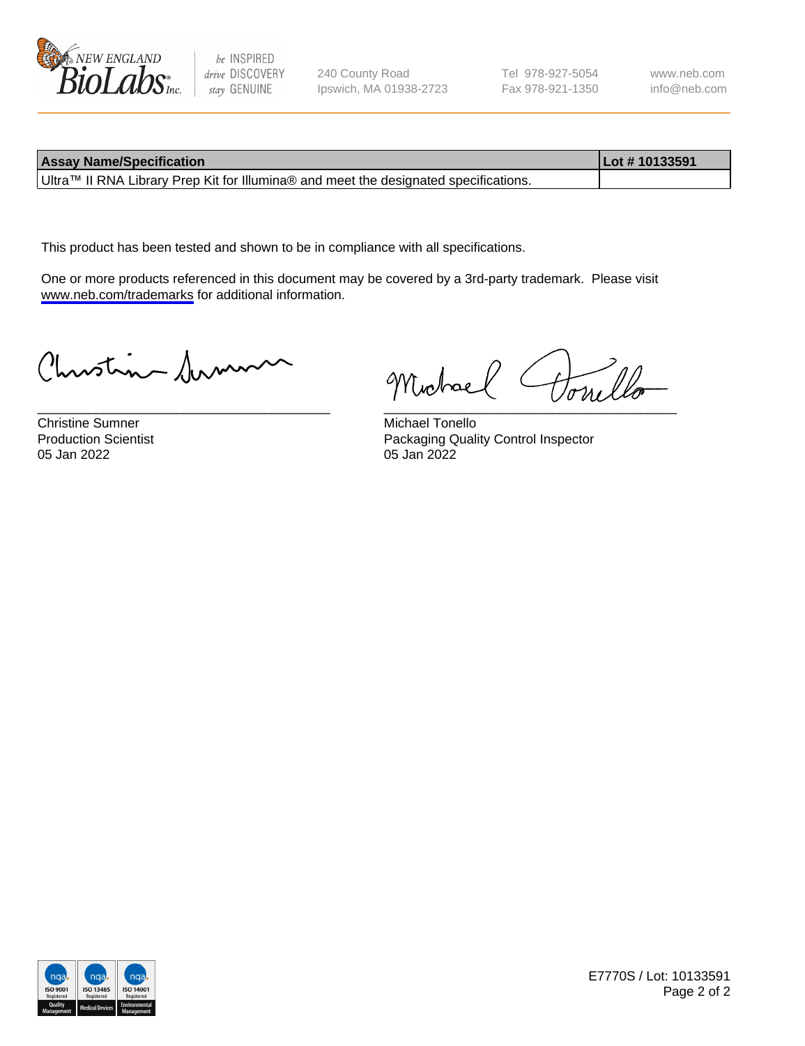NEW ENGLAND BioLabs Inc. — be INSPIRED drive DISCOVERY stay GENUINE

240 County Road
Ipswich, MA 01938-2723

Tel 978-927-5054
Fax 978-921-1350

www.neb.com
info@neb.com

| Assay Name/Specification | Lot # 10133591 |
| --- | --- |
| Ultra™ II RNA Library Prep Kit for Illumina® and meet the designated specifications. | |

This product has been tested and shown to be in compliance with all specifications.

One or more products referenced in this document may be covered by a 3rd-party trademark. Please visit www.neb.com/trademarks for additional information.

Christine Sumner
Production Scientist
05 Jan 2022

Michael Tonello
Packaging Quality Control Inspector
05 Jan 2022

E7770S / Lot: 10133591